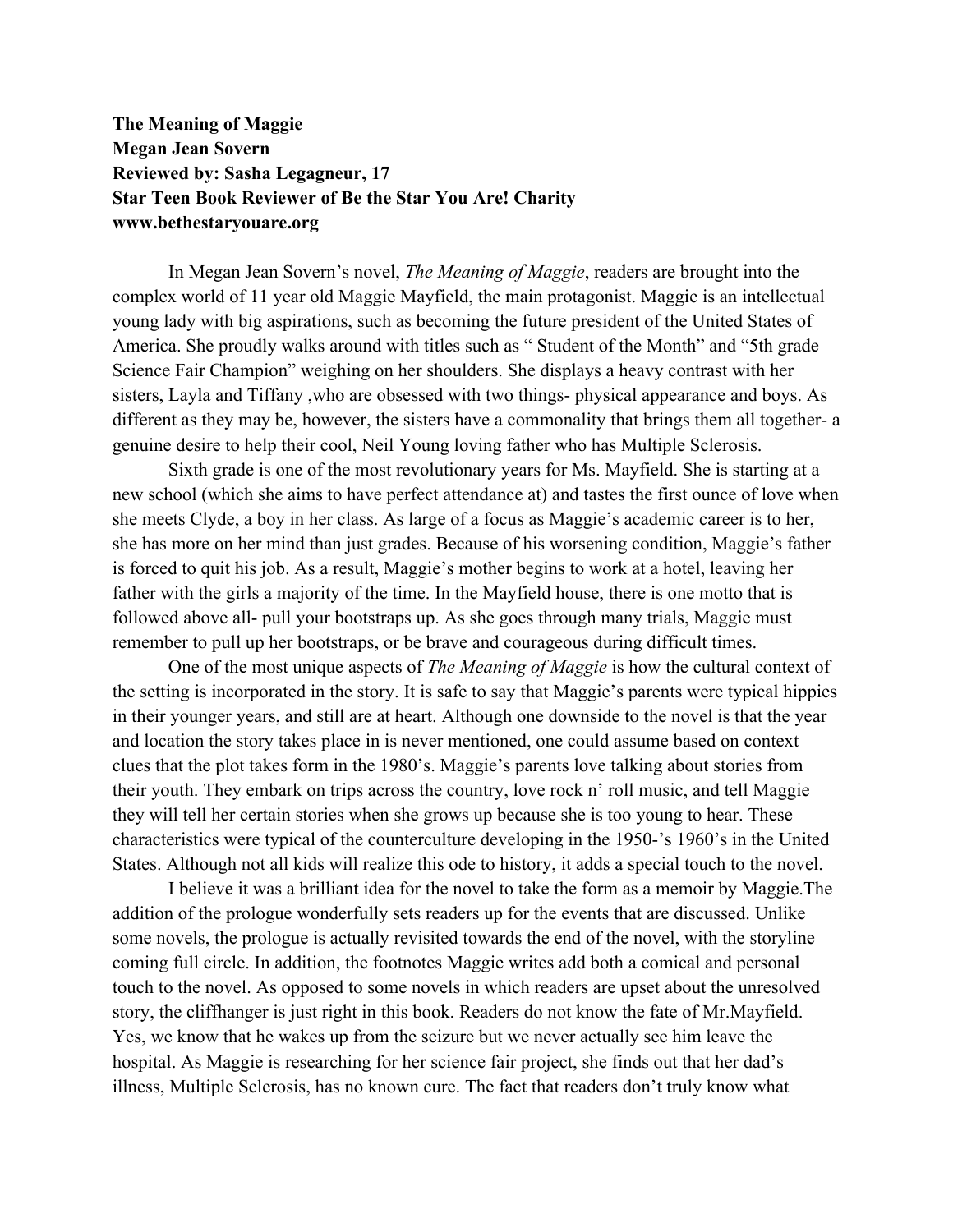**The Meaning of Maggie**
**Megan Jean Sovern**
**Reviewed by: Sasha Legagneur, 17**
**Star Teen Book Reviewer of Be the Star You Are! Charity**
**www.bethestaryouare.org**

In Megan Jean Sovern's novel, *The Meaning of Maggie*, readers are brought into the complex world of 11 year old Maggie Mayfield, the main protagonist. Maggie is an intellectual young lady with big aspirations, such as becoming the future president of the United States of America. She proudly walks around with titles such as " Student of the Month" and "5th grade Science Fair Champion" weighing on her shoulders. She displays a heavy contrast with her sisters, Layla and Tiffany ,who are obsessed with two things- physical appearance and boys. As different as they may be, however, the sisters have a commonality that brings them all together- a genuine desire to help their cool, Neil Young loving father who has Multiple Sclerosis.

Sixth grade is one of the most revolutionary years for Ms. Mayfield. She is starting at a new school (which she aims to have perfect attendance at) and tastes the first ounce of love when she meets Clyde, a boy in her class. As large of a focus as Maggie's academic career is to her, she has more on her mind than just grades. Because of his worsening condition, Maggie's father is forced to quit his job. As a result, Maggie's mother begins to work at a hotel, leaving her father with the girls a majority of the time. In the Mayfield house, there is one motto that is followed above all- pull your bootstraps up. As she goes through many trials, Maggie must remember to pull up her bootstraps, or be brave and courageous during difficult times.

One of the most unique aspects of *The Meaning of Maggie* is how the cultural context of the setting is incorporated in the story. It is safe to say that Maggie's parents were typical hippies in their younger years, and still are at heart. Although one downside to the novel is that the year and location the story takes place in is never mentioned, one could assume based on context clues that the plot takes form in the 1980's. Maggie's parents love talking about stories from their youth. They embark on trips across the country, love rock n' roll music, and tell Maggie they will tell her certain stories when she grows up because she is too young to hear. These characteristics were typical of the counterculture developing in the 1950-'s 1960's in the United States. Although not all kids will realize this ode to history, it adds a special touch to the novel.

I believe it was a brilliant idea for the novel to take the form as a memoir by Maggie.The addition of the prologue wonderfully sets readers up for the events that are discussed. Unlike some novels, the prologue is actually revisited towards the end of the novel, with the storyline coming full circle. In addition, the footnotes Maggie writes add both a comical and personal touch to the novel. As opposed to some novels in which readers are upset about the unresolved story, the cliffhanger is just right in this book. Readers do not know the fate of Mr.Mayfield. Yes, we know that he wakes up from the seizure but we never actually see him leave the hospital. As Maggie is researching for her science fair project, she finds out that her dad's illness, Multiple Sclerosis, has no known cure. The fact that readers don't truly know what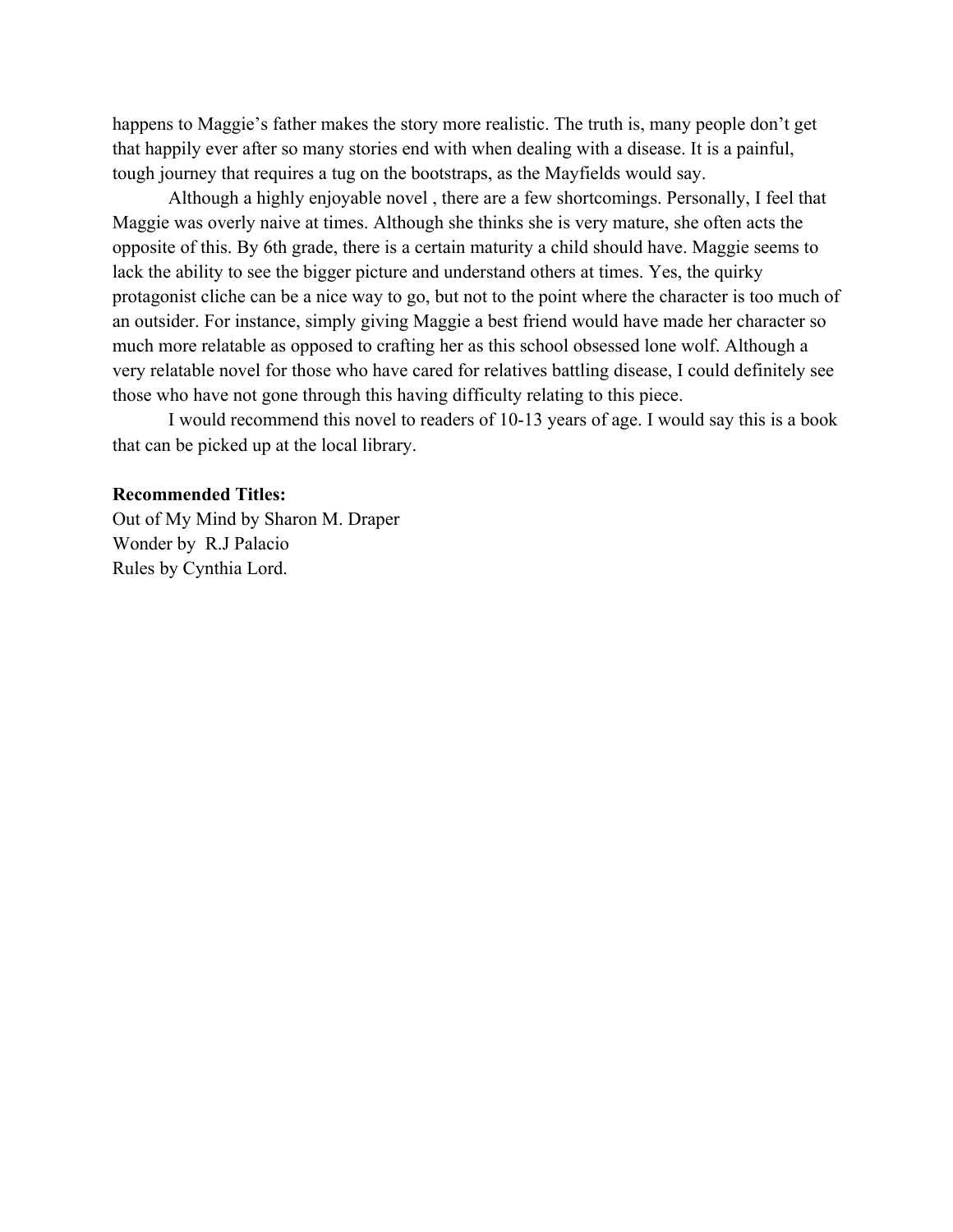happens to Maggie's father makes the story more realistic. The truth is, many people don't get that happily ever after so many stories end with when dealing with a disease. It is a painful, tough journey that requires a tug on the bootstraps, as the Mayfields would say.

Although a highly enjoyable novel , there are a few shortcomings. Personally, I feel that Maggie was overly naive at times. Although she thinks she is very mature, she often acts the opposite of this. By 6th grade, there is a certain maturity a child should have. Maggie seems to lack the ability to see the bigger picture and understand others at times. Yes, the quirky protagonist cliche can be a nice way to go, but not to the point where the character is too much of an outsider. For instance, simply giving Maggie a best friend would have made her character so much more relatable as opposed to crafting her as this school obsessed lone wolf. Although a very relatable novel for those who have cared for relatives battling disease, I could definitely see those who have not gone through this having difficulty relating to this piece.

I would recommend this novel to readers of 10-13 years of age. I would say this is a book that can be picked up at the local library.

**Recommended Titles:**
Out of My Mind by Sharon M. Draper
Wonder by  R.J Palacio
Rules by Cynthia Lord.